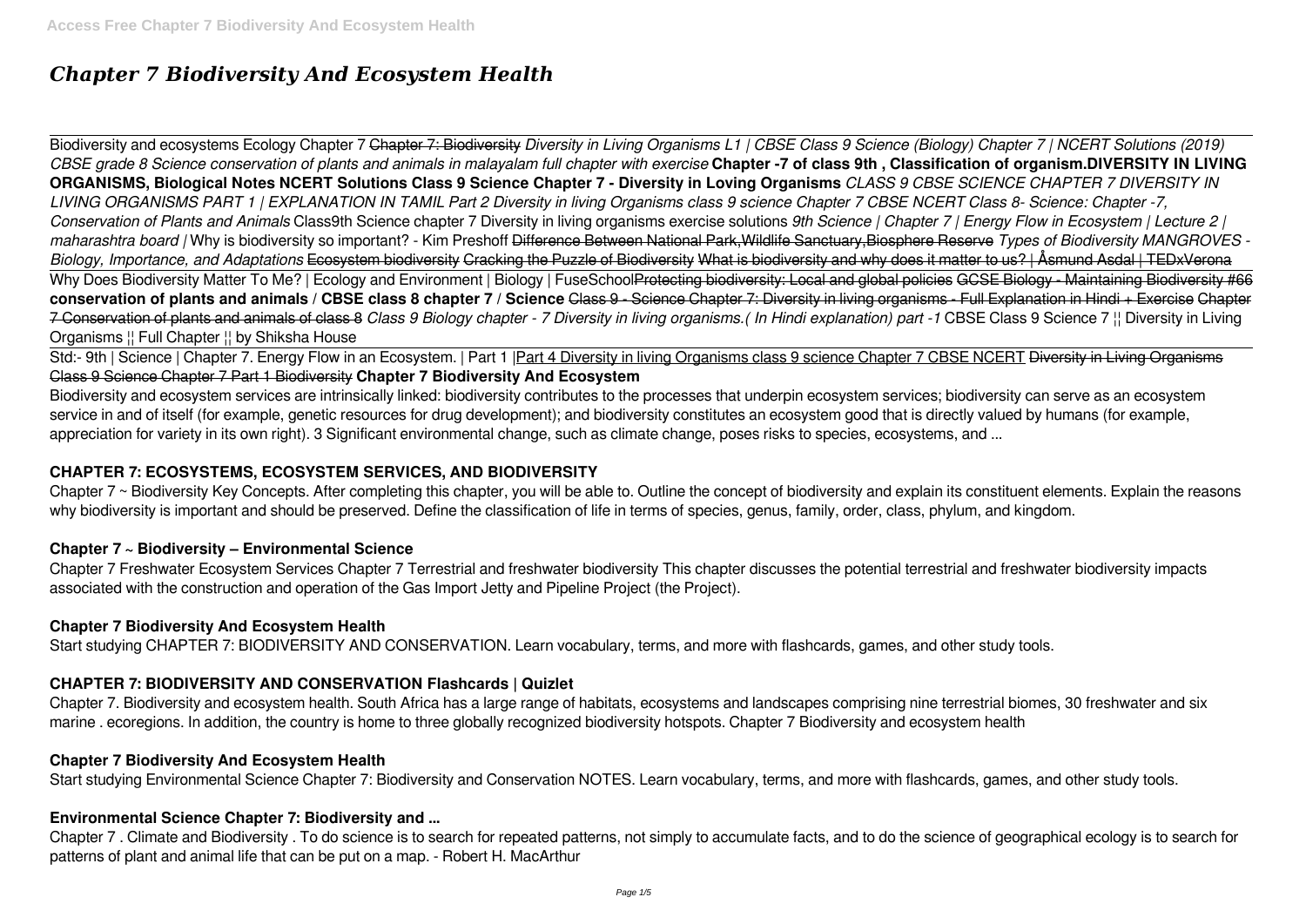# *Chapter 7 Biodiversity And Ecosystem Health*

Biodiversity and ecosystems Ecology Chapter 7 ~~Chapter 7: Biodiversity~~ *Diversity in Living Organisms L1 | CBSE Class 9 Science (Biology) Chapter 7 | NCERT Solutions (2019)* *CBSE grade 8 Science conservation of plants and animals in malayalam full chapter with exercise* **Chapter -7 of class 9th , Classification of organism.DIVERSITY IN LIVING ORGANISMS, Biological Notes NCERT Solutions Class 9 Science Chapter 7 - Diversity in Loving Organisms** *CLASS 9 CBSE SCIENCE CHAPTER 7 DIVERSITY IN LIVING ORGANISMS PART 1 | EXPLANATION IN TAMIL Part 2 Diversity in living Organisms class 9 science Chapter 7 CBSE NCERT Class 8- Science: Chapter -7, Conservation of Plants and Animals* Class9th Science chapter 7 Diversity in living organisms exercise solutions *9th Science | Chapter 7 | Energy Flow in Ecosystem | Lecture 2 | maharashtra board |* Why is biodiversity so important? - Kim Preshoff ~~Difference Between National Park,Wildlife Sanctuary,Biosphere Reserve~~ *Types of Biodiversity MANGROVES - Biology, Importance, and Adaptations* ~~Ecosystem biodiversity~~ ~~Cracking the Puzzle of Biodiversity~~ What is biodiversity and why does it matter to us? | Åsmund Asdal | TEDxVerona Why Does Biodiversity Matter To Me? | Ecology and Environment | Biology | FuseSchool~~Protecting biodiversity: Local and global policies~~ ~~GCSE Biology - Maintaining Biodiversity #66~~ **conservation of plants and animals / CBSE class 8 chapter 7 / Science** ~~Class 9 - Science Chapter 7: Diversity in living organisms - Full Explanation in Hindi + Exercise~~ ~~Chapter 7 Conservation of plants and animals of class 8~~ *Class 9 Biology chapter - 7 Diversity in living organisms.( In Hindi explanation) part -1* CBSE Class 9 Science 7 ¦¦ Diversity in Living Organisms ¦¦ Full Chapter ¦¦ by Shiksha House

Std:- 9th | Science | Chapter 7. Energy Flow in an Ecosystem. | Part 1 |Part 4 Diversity in living Organisms class 9 science Chapter 7 CBSE NCERT ~~Diversity in Living Organisms Class 9 Science Chapter 7 Part 1 Biodiversity~~ **Chapter 7 Biodiversity And Ecosystem**

Biodiversity and ecosystem services are intrinsically linked: biodiversity contributes to the processes that underpin ecosystem services; biodiversity can serve as an ecosystem service in and of itself (for example, genetic resources for drug development); and biodiversity constitutes an ecosystem good that is directly valued by humans (for example, appreciation for variety in its own right). 3 Significant environmental change, such as climate change, poses risks to species, ecosystems, and ...

## CHAPTER 7: ECOSYSTEMS, ECOSYSTEM SERVICES, AND BIODIVERSITY

Chapter 7 ~ Biodiversity Key Concepts. After completing this chapter, you will be able to. Outline the concept of biodiversity and explain its constituent elements. Explain the reasons why biodiversity is important and should be preserved. Define the classification of life in terms of species, genus, family, order, class, phylum, and kingdom.

## Chapter 7 ~ Biodiversity – Environmental Science

Chapter 7 Freshwater Ecosystem Services Chapter 7 Terrestrial and freshwater biodiversity This chapter discusses the potential terrestrial and freshwater biodiversity impacts associated with the construction and operation of the Gas Import Jetty and Pipeline Project (the Project).

## Chapter 7 Biodiversity And Ecosystem Health

Start studying CHAPTER 7: BIODIVERSITY AND CONSERVATION. Learn vocabulary, terms, and more with flashcards, games, and other study tools.

## CHAPTER 7: BIODIVERSITY AND CONSERVATION Flashcards | Quizlet

Chapter 7. Biodiversity and ecosystem health. South Africa has a large range of habitats, ecosystems and landscapes comprising nine terrestrial biomes, 30 freshwater and six marine . ecoregions. In addition, the country is home to three globally recognized biodiversity hotspots. Chapter 7 Biodiversity and ecosystem health

## Chapter 7 Biodiversity And Ecosystem Health

Start studying Environmental Science Chapter 7: Biodiversity and Conservation NOTES. Learn vocabulary, terms, and more with flashcards, games, and other study tools.

## Environmental Science Chapter 7: Biodiversity and ...

Chapter 7 . Climate and Biodiversity . To do science is to search for repeated patterns, not simply to accumulate facts, and to do the science of geographical ecology is to search for patterns of plant and animal life that can be put on a map. - Robert H. MacArthur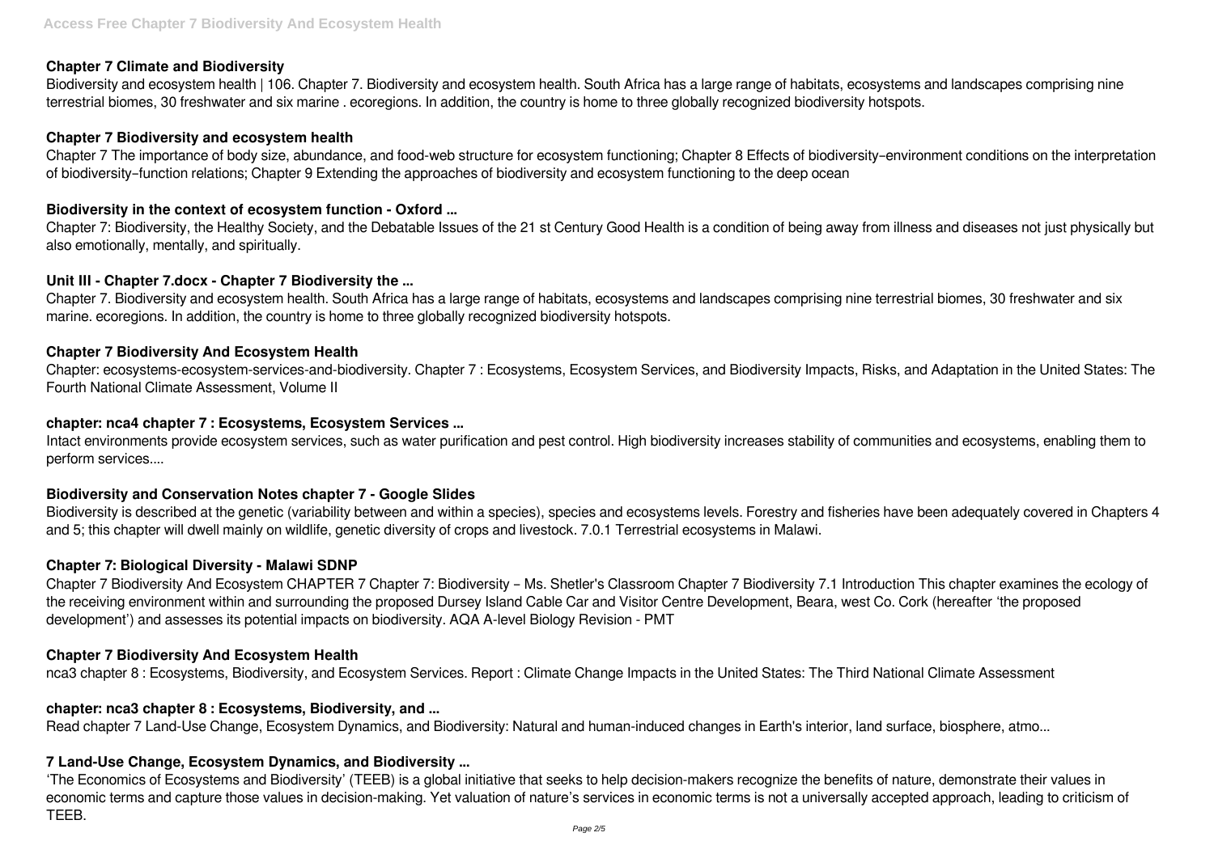### Chapter 7 Climate and Biodiversity

Biodiversity and ecosystem health | 106. Chapter 7. Biodiversity and ecosystem health. South Africa has a large range of habitats, ecosystems and landscapes comprising nine terrestrial biomes, 30 freshwater and six marine . ecoregions. In addition, the country is home to three globally recognized biodiversity hotspots.

### Chapter 7 Biodiversity and ecosystem health

Chapter 7 The importance of body size, abundance, and food-web structure for ecosystem functioning; Chapter 8 Effects of biodiversity–environment conditions on the interpretation of biodiversity–function relations; Chapter 9 Extending the approaches of biodiversity and ecosystem functioning to the deep ocean

### Biodiversity in the context of ecosystem function - Oxford ...

Chapter 7: Biodiversity, the Healthy Society, and the Debatable Issues of the 21 st Century Good Health is a condition of being away from illness and diseases not just physically but also emotionally, mentally, and spiritually.

### Unit III - Chapter 7.docx - Chapter 7 Biodiversity the ...

Chapter 7. Biodiversity and ecosystem health. South Africa has a large range of habitats, ecosystems and landscapes comprising nine terrestrial biomes, 30 freshwater and six marine. ecoregions. In addition, the country is home to three globally recognized biodiversity hotspots.

### Chapter 7 Biodiversity And Ecosystem Health

Chapter: ecosystems-ecosystem-services-and-biodiversity. Chapter 7 : Ecosystems, Ecosystem Services, and Biodiversity Impacts, Risks, and Adaptation in the United States: The Fourth National Climate Assessment, Volume II

### chapter: nca4 chapter 7 : Ecosystems, Ecosystem Services ...

Intact environments provide ecosystem services, such as water purification and pest control. High biodiversity increases stability of communities and ecosystems, enabling them to perform services....

### Biodiversity and Conservation Notes chapter 7 - Google Slides

Biodiversity is described at the genetic (variability between and within a species), species and ecosystems levels. Forestry and fisheries have been adequately covered in Chapters 4 and 5; this chapter will dwell mainly on wildlife, genetic diversity of crops and livestock. 7.0.1 Terrestrial ecosystems in Malawi.

### Chapter 7: Biological Diversity - Malawi SDNP

Chapter 7 Biodiversity And Ecosystem CHAPTER 7 Chapter 7: Biodiversity – Ms. Shetler's Classroom Chapter 7 Biodiversity 7.1 Introduction This chapter examines the ecology of the receiving environment within and surrounding the proposed Dursey Island Cable Car and Visitor Centre Development, Beara, west Co. Cork (hereafter 'the proposed development') and assesses its potential impacts on biodiversity. AQA A-level Biology Revision - PMT

### Chapter 7 Biodiversity And Ecosystem Health

nca3 chapter 8 : Ecosystems, Biodiversity, and Ecosystem Services. Report : Climate Change Impacts in the United States: The Third National Climate Assessment

### chapter: nca3 chapter 8 : Ecosystems, Biodiversity, and ...

Read chapter 7 Land-Use Change, Ecosystem Dynamics, and Biodiversity: Natural and human-induced changes in Earth's interior, land surface, biosphere, atmo...

### 7 Land-Use Change, Ecosystem Dynamics, and Biodiversity ...

'The Economics of Ecosystems and Biodiversity' (TEEB) is a global initiative that seeks to help decision-makers recognize the benefits of nature, demonstrate their values in economic terms and capture those values in decision-making. Yet valuation of nature's services in economic terms is not a universally accepted approach, leading to criticism of TEEB.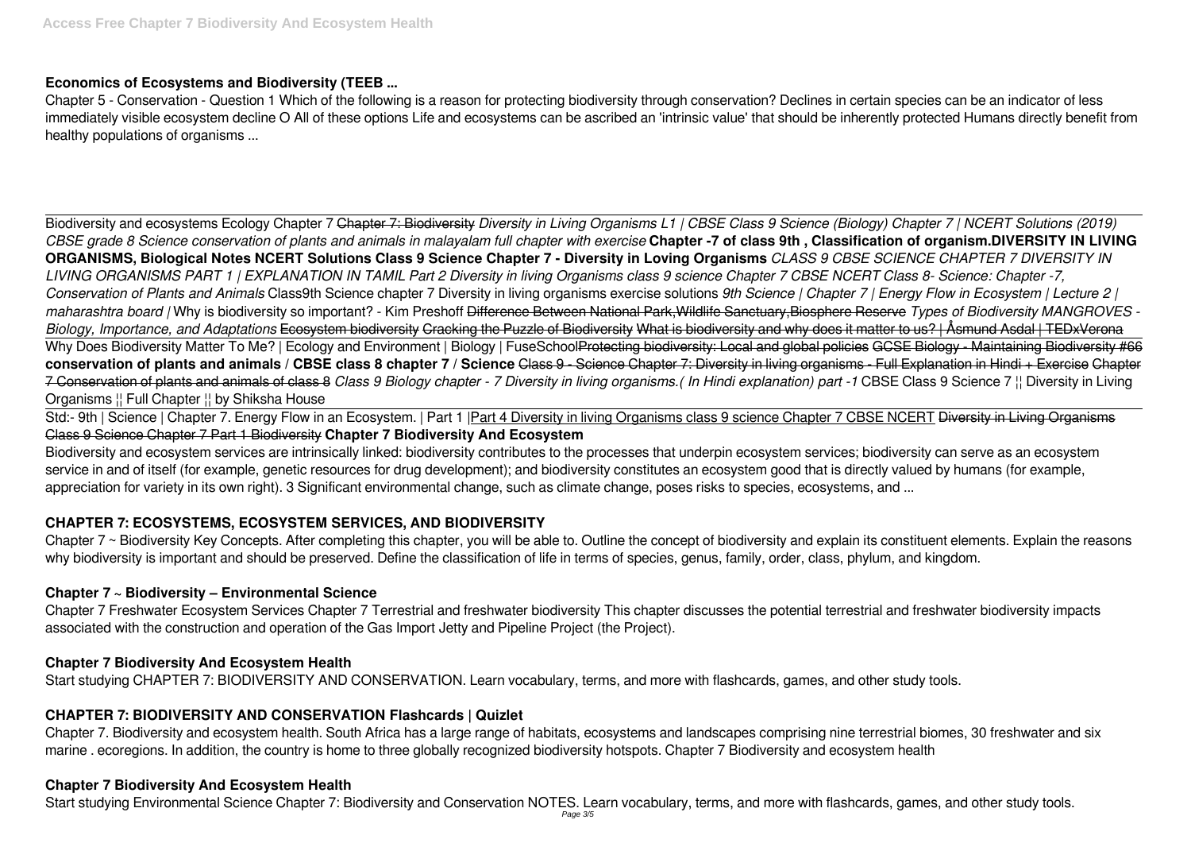## Economics of Ecosystems and Biodiversity (TEEB ...

Chapter 5 - Conservation - Question 1 Which of the following is a reason for protecting biodiversity through conservation? Declines in certain species can be an indicator of less immediately visible ecosystem decline O All of these options Life and ecosystems can be ascribed an 'intrinsic value' that should be inherently protected Humans directly benefit from healthy populations of organisms ...

Biodiversity and ecosystems Ecology Chapter 7 ~~Chapter 7: Biodiversity~~ *Diversity in Living Organisms L1 | CBSE Class 9 Science (Biology) Chapter 7 | NCERT Solutions (2019) CBSE grade 8 Science conservation of plants and animals in malayalam full chapter with exercise* **Chapter -7 of class 9th , Classification of organism.DIVERSITY IN LIVING ORGANISMS, Biological Notes NCERT Solutions Class 9 Science Chapter 7 - Diversity in Loving Organisms** *CLASS 9 CBSE SCIENCE CHAPTER 7 DIVERSITY IN LIVING ORGANISMS PART 1 | EXPLANATION IN TAMIL Part 2 Diversity in living Organisms class 9 science Chapter 7 CBSE NCERT Class 8- Science: Chapter -7, Conservation of Plants and Animals* Class9th Science chapter 7 Diversity in living organisms exercise solutions *9th Science | Chapter 7 | Energy Flow in Ecosystem | Lecture 2 | maharashtra board |* Why is biodiversity so important? - Kim Preshoff ~~Difference Between National Park,Wildlife Sanctuary,Biosphere Reserve~~ *Types of Biodiversity MANGROVES - Biology, Importance, and Adaptations* ~~Ecosystem biodiversity~~ ~~Cracking the Puzzle of Biodiversity~~ ~~What is biodiversity and why does it matter to us? | Åsmund Asdal | TEDxVerona~~ Why Does Biodiversity Matter To Me? | Ecology and Environment | Biology | FuseSchool~~Protecting biodiversity: Local and global policies~~ ~~GCSE Biology - Maintaining Biodiversity #66~~ **conservation of plants and animals / CBSE class 8 chapter 7 / Science** ~~Class 9 - Science Chapter 7: Diversity in living organisms - Full Explanation in Hindi + Exercise~~ ~~Chapter 7 Conservation of plants and animals of class 8~~ *Class 9 Biology chapter - 7 Diversity in living organisms.( In Hindi explanation) part -1* CBSE Class 9 Science 7 ¦¦ Diversity in Living Organisms ¦¦ Full Chapter ¦¦ by Shiksha House

Std:- 9th | Science | Chapter 7. Energy Flow in an Ecosystem. | Part 1 |Part 4 Diversity in living Organisms class 9 science Chapter 7 CBSE NCERT ~~Diversity in Living Organisms Class 9 Science Chapter 7 Part 1 Biodiversity~~ **Chapter 7 Biodiversity And Ecosystem**

Biodiversity and ecosystem services are intrinsically linked: biodiversity contributes to the processes that underpin ecosystem services; biodiversity can serve as an ecosystem service in and of itself (for example, genetic resources for drug development); and biodiversity constitutes an ecosystem good that is directly valued by humans (for example, appreciation for variety in its own right). 3 Significant environmental change, such as climate change, poses risks to species, ecosystems, and ...

## CHAPTER 7: ECOSYSTEMS, ECOSYSTEM SERVICES, AND BIODIVERSITY

Chapter 7 ~ Biodiversity Key Concepts. After completing this chapter, you will be able to. Outline the concept of biodiversity and explain its constituent elements. Explain the reasons why biodiversity is important and should be preserved. Define the classification of life in terms of species, genus, family, order, class, phylum, and kingdom.

## Chapter 7 ~ Biodiversity – Environmental Science

Chapter 7 Freshwater Ecosystem Services Chapter 7 Terrestrial and freshwater biodiversity This chapter discusses the potential terrestrial and freshwater biodiversity impacts associated with the construction and operation of the Gas Import Jetty and Pipeline Project (the Project).

## Chapter 7 Biodiversity And Ecosystem Health

Start studying CHAPTER 7: BIODIVERSITY AND CONSERVATION. Learn vocabulary, terms, and more with flashcards, games, and other study tools.

## CHAPTER 7: BIODIVERSITY AND CONSERVATION Flashcards | Quizlet

Chapter 7. Biodiversity and ecosystem health. South Africa has a large range of habitats, ecosystems and landscapes comprising nine terrestrial biomes, 30 freshwater and six marine . ecoregions. In addition, the country is home to three globally recognized biodiversity hotspots. Chapter 7 Biodiversity and ecosystem health

## Chapter 7 Biodiversity And Ecosystem Health

Start studying Environmental Science Chapter 7: Biodiversity and Conservation NOTES. Learn vocabulary, terms, and more with flashcards, games, and other study tools.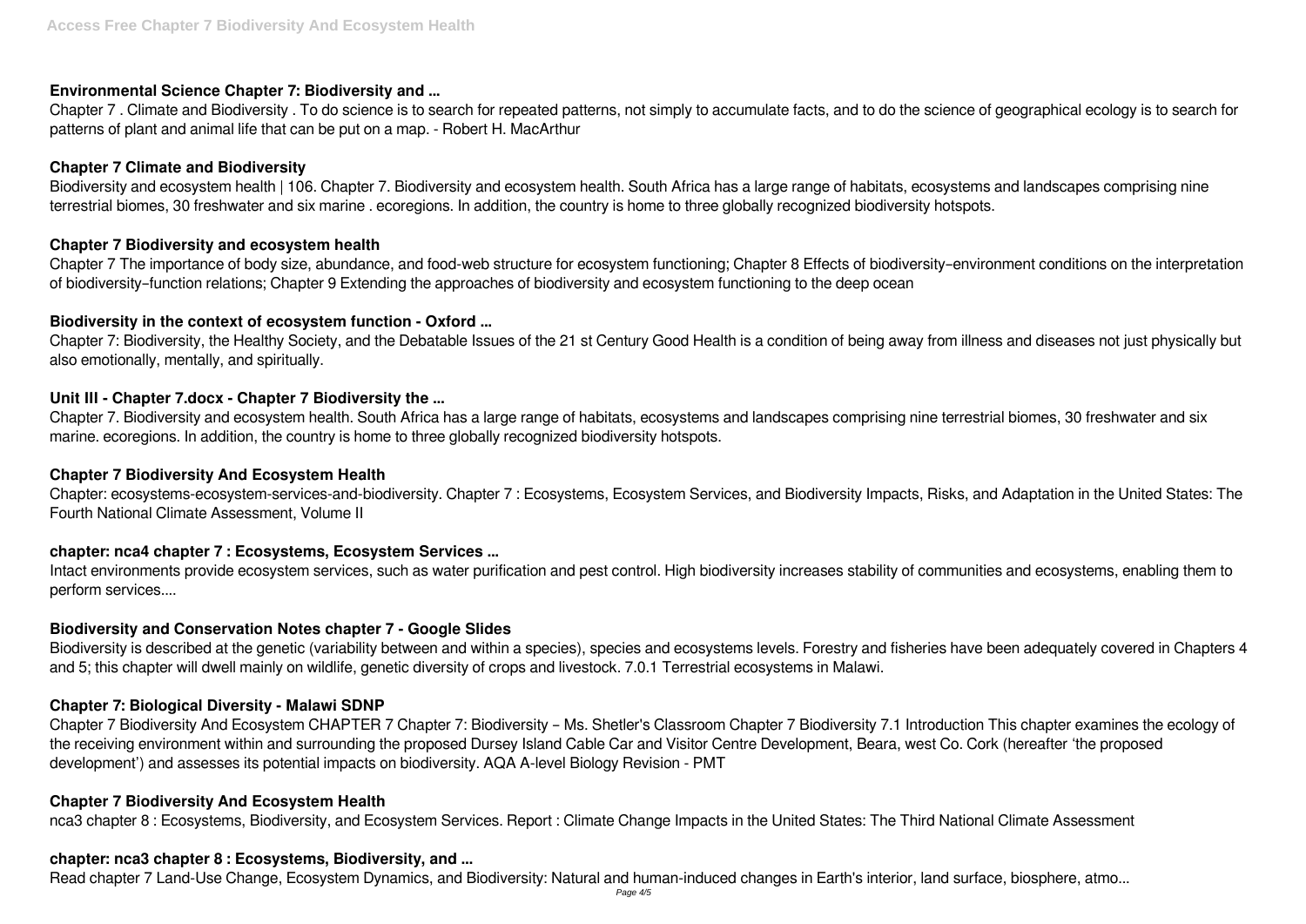### Environmental Science Chapter 7: Biodiversity and ...

Chapter 7 . Climate and Biodiversity . To do science is to search for repeated patterns, not simply to accumulate facts, and to do the science of geographical ecology is to search for patterns of plant and animal life that can be put on a map. - Robert H. MacArthur

### Chapter 7 Climate and Biodiversity

Biodiversity and ecosystem health | 106. Chapter 7. Biodiversity and ecosystem health. South Africa has a large range of habitats, ecosystems and landscapes comprising nine terrestrial biomes, 30 freshwater and six marine . ecoregions. In addition, the country is home to three globally recognized biodiversity hotspots.

### Chapter 7 Biodiversity and ecosystem health

Chapter 7 The importance of body size, abundance, and food-web structure for ecosystem functioning; Chapter 8 Effects of biodiversity–environment conditions on the interpretation of biodiversity–function relations; Chapter 9 Extending the approaches of biodiversity and ecosystem functioning to the deep ocean

### Biodiversity in the context of ecosystem function - Oxford ...

Chapter 7: Biodiversity, the Healthy Society, and the Debatable Issues of the 21 st Century Good Health is a condition of being away from illness and diseases not just physically but also emotionally, mentally, and spiritually.

### Unit III - Chapter 7.docx - Chapter 7 Biodiversity the ...

Chapter 7. Biodiversity and ecosystem health. South Africa has a large range of habitats, ecosystems and landscapes comprising nine terrestrial biomes, 30 freshwater and six marine. ecoregions. In addition, the country is home to three globally recognized biodiversity hotspots.

### Chapter 7 Biodiversity And Ecosystem Health

Chapter: ecosystems-ecosystem-services-and-biodiversity. Chapter 7 : Ecosystems, Ecosystem Services, and Biodiversity Impacts, Risks, and Adaptation in the United States: The Fourth National Climate Assessment, Volume II

### chapter: nca4 chapter 7 : Ecosystems, Ecosystem Services ...

Intact environments provide ecosystem services, such as water purification and pest control. High biodiversity increases stability of communities and ecosystems, enabling them to perform services....

### Biodiversity and Conservation Notes chapter 7 - Google Slides

Biodiversity is described at the genetic (variability between and within a species), species and ecosystems levels. Forestry and fisheries have been adequately covered in Chapters 4 and 5; this chapter will dwell mainly on wildlife, genetic diversity of crops and livestock. 7.0.1 Terrestrial ecosystems in Malawi.

### Chapter 7: Biological Diversity - Malawi SDNP

Chapter 7 Biodiversity And Ecosystem CHAPTER 7 Chapter 7: Biodiversity – Ms. Shetler's Classroom Chapter 7 Biodiversity 7.1 Introduction This chapter examines the ecology of the receiving environment within and surrounding the proposed Dursey Island Cable Car and Visitor Centre Development, Beara, west Co. Cork (hereafter 'the proposed development') and assesses its potential impacts on biodiversity. AQA A-level Biology Revision - PMT

### Chapter 7 Biodiversity And Ecosystem Health

nca3 chapter 8 : Ecosystems, Biodiversity, and Ecosystem Services. Report : Climate Change Impacts in the United States: The Third National Climate Assessment

### chapter: nca3 chapter 8 : Ecosystems, Biodiversity, and ...

Read chapter 7 Land-Use Change, Ecosystem Dynamics, and Biodiversity: Natural and human-induced changes in Earth's interior, land surface, biosphere, atmo...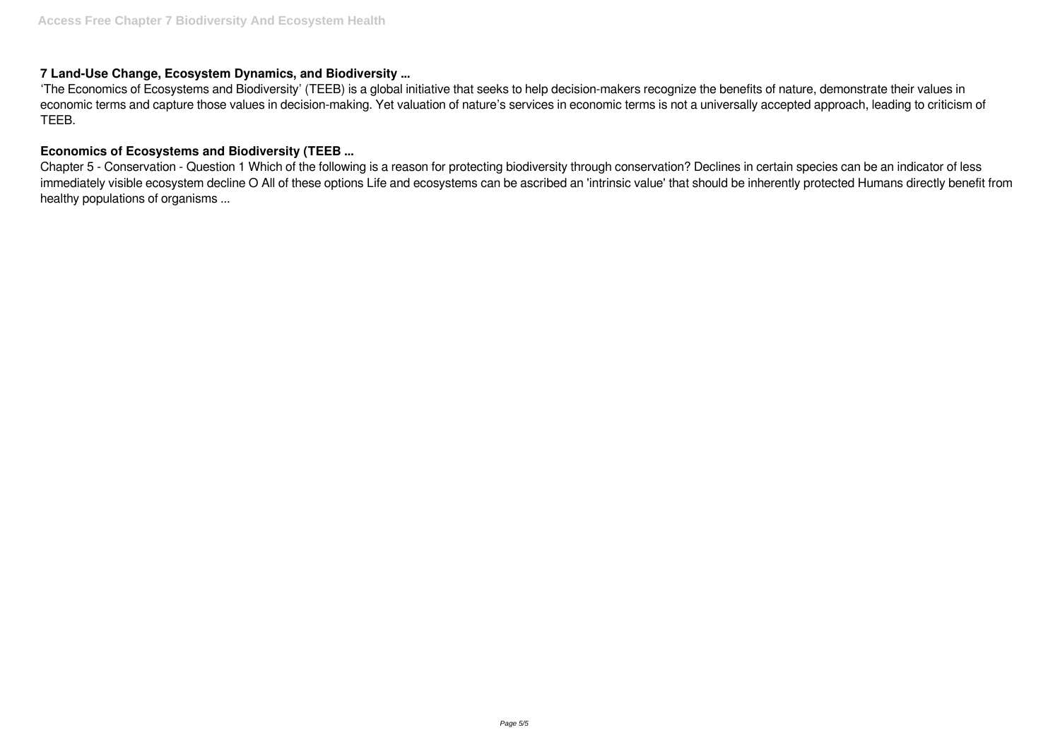**7 Land-Use Change, Ecosystem Dynamics, and Biodiversity ...**

'The Economics of Ecosystems and Biodiversity' (TEEB) is a global initiative that seeks to help decision-makers recognize the benefits of nature, demonstrate their values in economic terms and capture those values in decision-making. Yet valuation of nature's services in economic terms is not a universally accepted approach, leading to criticism of TEEB.

**Economics of Ecosystems and Biodiversity (TEEB ...**

Chapter 5 - Conservation - Question 1 Which of the following is a reason for protecting biodiversity through conservation? Declines in certain species can be an indicator of less immediately visible ecosystem decline O All of these options Life and ecosystems can be ascribed an 'intrinsic value' that should be inherently protected Humans directly benefit from healthy populations of organisms ...